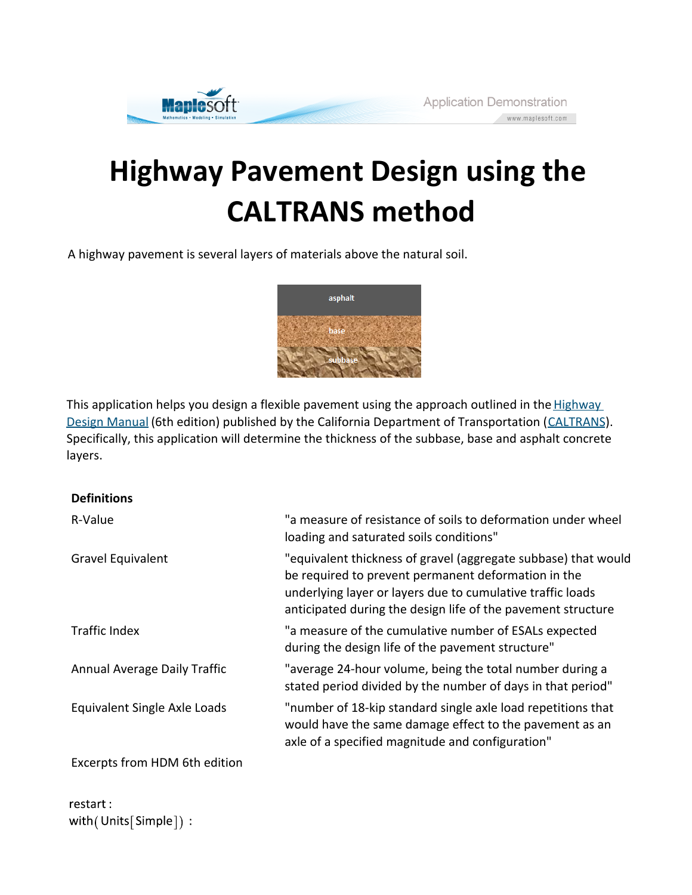# Highway Pavement Design using the CALTRANS method

A highway pavement is several layers of materials above the natural soil.

asphalt

base

subbase

This application helps you design a flexible pavement using the approach outlined in the Highway Design Manual (6th edition) published by the California Department of Transportation (CALTRANS). Specifically, this application will determine the thickness of the subbase, base and asphalt concrete layers.

**Definitions**

| | |
|---|---|
| R-Value | "a measure of resistance of soils to deformation under wheel loading and saturated soils conditions" |
| Gravel Equivalent | "equivalent thickness of gravel (aggregate subbase) that would be required to prevent permanent deformation in the underlying layer or layers due to cumulative traffic loads anticipated during the design life of the pavement structure |
| Traffic Index | "a measure of the cumulative number of ESALs expected during the design life of the pavement structure" |
| Annual Average Daily Traffic | "average 24-hour volume, being the total number during a stated period divided by the number of days in that period" |
| Equivalent Single Axle Loads | "number of 18-kip standard single axle load repetitions that would have the same damage effect to the pavement as an axle of a specified magnitude and configuration" |

Excerpts from HDM 6th edition

```
restart :
with(Units[Simple]) :
```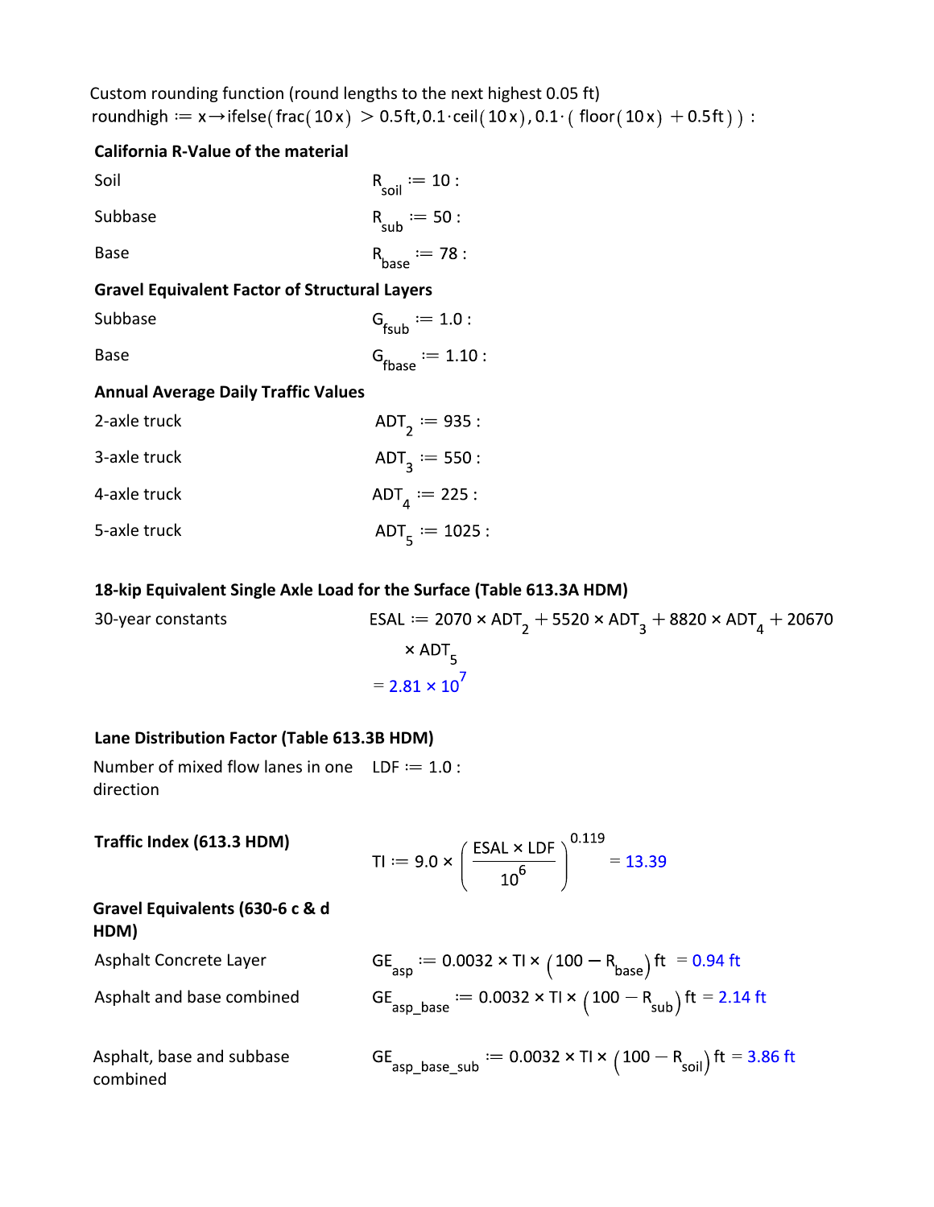Custom rounding function (round lengths to the next highest 0.05 ft)

$roundhigh := x \rightarrow ifelse(frac(10x) > 0.5ft, 0.1 \cdot ceil(10x), 0.1 \cdot (floor(10x) + 0.5ft)):$

**California R-Value of the material**

| | |
|---|---|
| Soil | $R_{soil} := 10:$ |
| Subbase | $R_{sub} := 50:$ |
| Base | $R_{base} := 78:$ |

**Gravel Equivalent Factor of Structural Layers**

| | |
|---|---|
| Subbase | $G_{fsub} := 1.0:$ |
| Base | $G_{fbase} := 1.10:$ |

**Annual Average Daily Traffic Values**

| | |
|---|---|
| 2-axle truck | $ADT_2 := 935:$ |
| 3-axle truck | $ADT_3 := 550:$ |
| 4-axle truck | $ADT_4 := 225:$ |
| 5-axle truck | $ADT_5 := 1025:$ |

**18-kip Equivalent Single Axle Load for the Surface (Table 613.3A HDM)**

30-year constants

$$ESAL := 2070 \times ADT_2 + 5520 \times ADT_3 + 8820 \times ADT_4 + 20670 \times ADT_5 = 2.81 \times 10^7$$

**Lane Distribution Factor (Table 613.3B HDM)**

Number of mixed flow lanes in one direction $\quad LDF := 1.0:$

**Traffic Index (613.3 HDM)**

$$TI := 9.0 \times \left(\frac{ESAL \times LDF}{10^6}\right)^{0.119} = 13.39$$

**Gravel Equivalents (630-6 c & d HDM)**

| | |
|---|---|
| Asphalt Concrete Layer | $GE_{asp} := 0.0032 \times TI \times (100 - R_{base})\,ft = 0.94\,ft$ |
| Asphalt and base combined | $GE_{asp\_base} := 0.0032 \times TI \times (100 - R_{sub})\,ft = 2.14\,ft$ |
| Asphalt, base and subbase combined | $GE_{asp\_base\_sub} := 0.0032 \times TI \times (100 - R_{soil})\,ft = 3.86\,ft$ |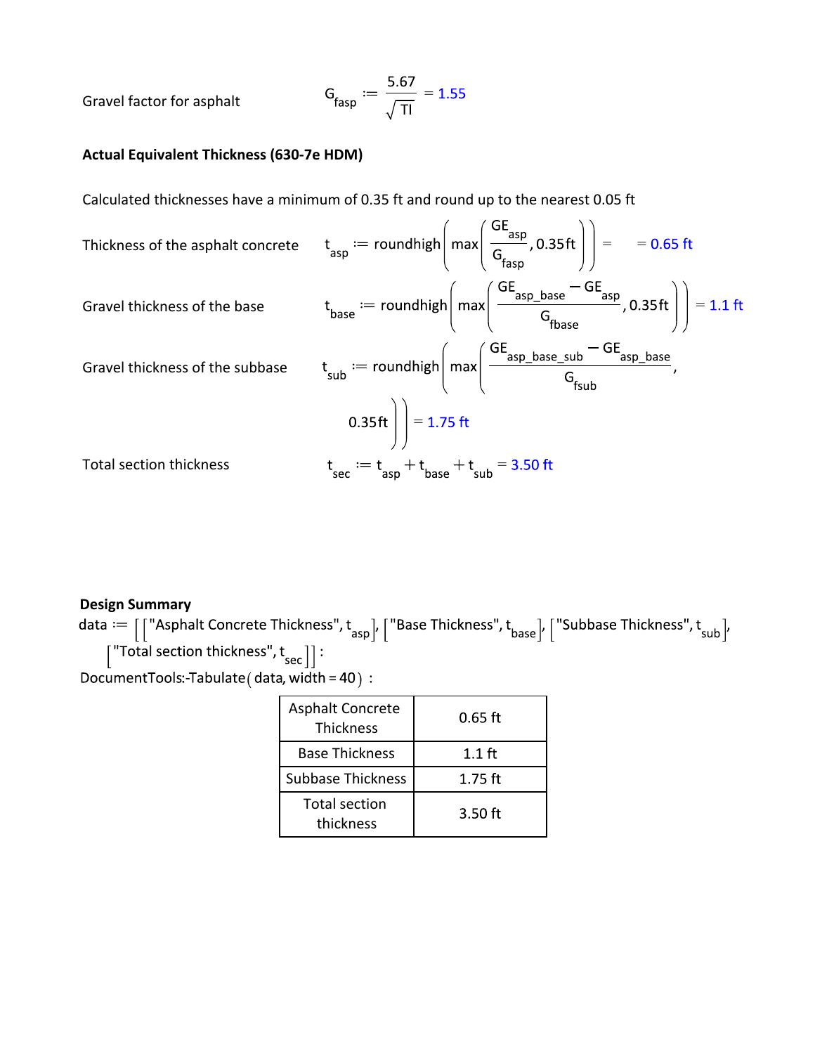Gravel factor for asphalt $G_{fasp} := \frac{5.67}{\sqrt{TI}} = 1.55$

**Actual Equivalent Thickness (630-7e HDM)**

Calculated thicknesses have a minimum of 0.35 ft and round up to the nearest 0.05 ft

Thickness of the asphalt concrete $t_{asp} := \text{roundhigh}\left(\max\left(\frac{GE_{asp}}{G_{fasp}}, 0.35\,ft\right)\right) = \quad = 0.65\ ft$

Gravel thickness of the base $t_{base} := \text{roundhigh}\left(\max\left(\frac{GE_{asp\_base} - GE_{asp}}{G_{fbase}}, 0.35\,ft\right)\right) = 1.1\ ft$

Gravel thickness of the subbase $t_{sub} := \text{roundhigh}\left(\max\left(\frac{GE_{asp\_base\_sub} - GE_{asp\_base}}{G_{fsub}}, 0.35\,ft\right)\right) = 1.75\ ft$

Total section thickness $t_{sec} := t_{asp} + t_{base} + t_{sub} = 3.50\ ft$

**Design Summary**

data := [["Asphalt Concrete Thickness", $t_{asp}$], ["Base Thickness", $t_{base}$], ["Subbase Thickness", $t_{sub}$], ["Total section thickness", $t_{sec}$]] :

DocumentTools:-Tabulate( data, width = 40 ) :

| | |
|---|---|
| Asphalt Concrete Thickness | 0.65 ft |
| Base Thickness | 1.1 ft |
| Subbase Thickness | 1.75 ft |
| Total section thickness | 3.50 ft |